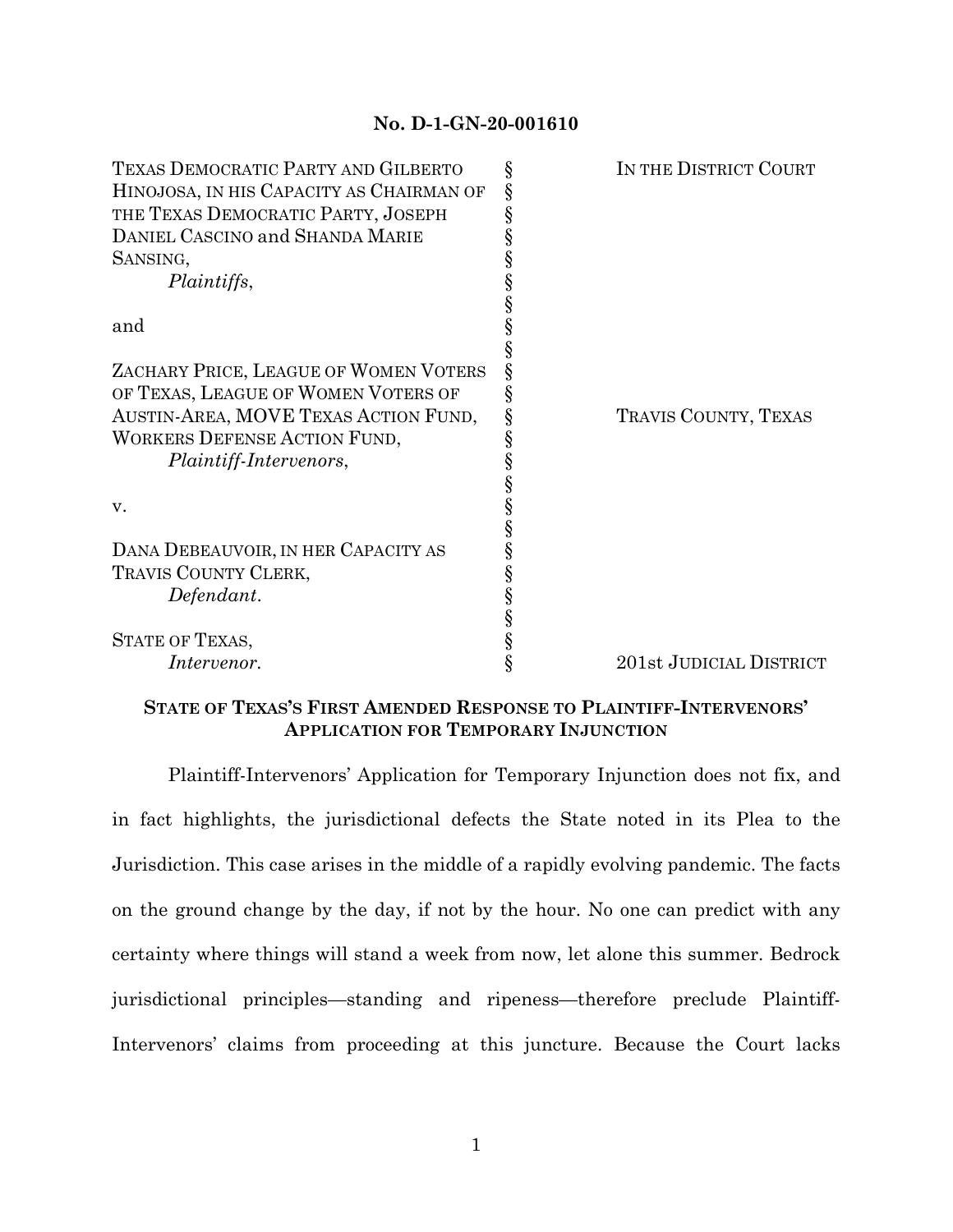**No. D-1-GN-20-001610**

| | | |
|---|---|---|
| TEXAS DEMOCRATIC PARTY AND GILBERTO HINOJOSA, IN HIS CAPACITY AS CHAIRMAN OF THE TEXAS DEMOCRATIC PARTY, JOSEPH DANIEL CASCINO and SHANDA MARIE SANSING, *Plaintiffs*, | § | IN THE DISTRICT COURT |
| and | § | |
| ZACHARY PRICE, LEAGUE OF WOMEN VOTERS OF TEXAS, LEAGUE OF WOMEN VOTERS OF AUSTIN-AREA, MOVE TEXAS ACTION FUND, WORKERS DEFENSE ACTION FUND, *Plaintiff-Intervenors*, | § | TRAVIS COUNTY, TEXAS |
| v. | § | |
| DANA DEBEAUVOIR, IN HER CAPACITY AS TRAVIS COUNTY CLERK, *Defendant*. | § | |
| STATE OF TEXAS, *Intervenor.* | § | 201st JUDICIAL DISTRICT |

**STATE OF TEXAS'S FIRST AMENDED RESPONSE TO PLAINTIFF-INTERVENORS' APPLICATION FOR TEMPORARY INJUNCTION**

Plaintiff-Intervenors' Application for Temporary Injunction does not fix, and in fact highlights, the jurisdictional defects the State noted in its Plea to the Jurisdiction. This case arises in the middle of a rapidly evolving pandemic. The facts on the ground change by the day, if not by the hour. No one can predict with any certainty where things will stand a week from now, let alone this summer. Bedrock jurisdictional principles—standing and ripeness—therefore preclude Plaintiff-Intervenors' claims from proceeding at this juncture. Because the Court lacks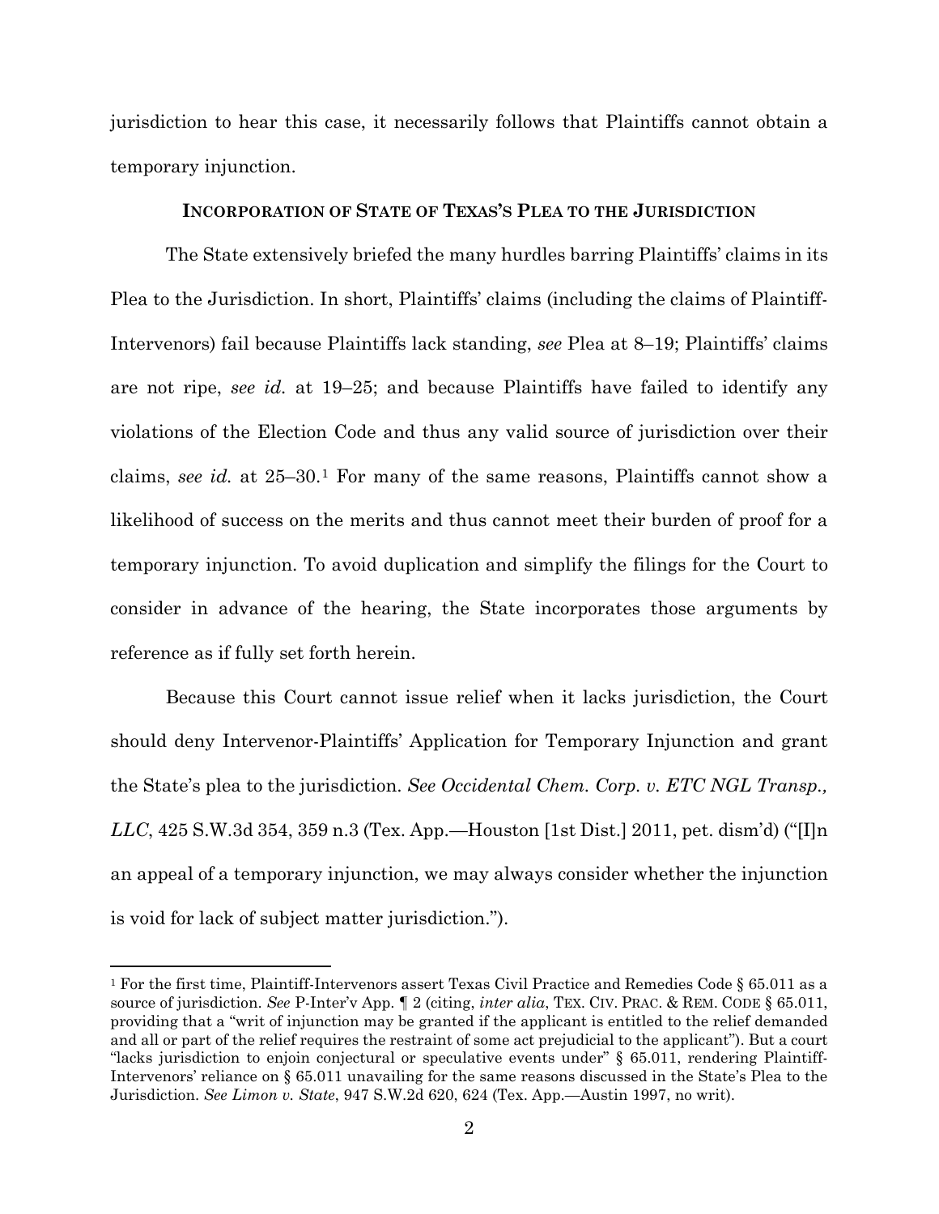jurisdiction to hear this case, it necessarily follows that Plaintiffs cannot obtain a temporary injunction.

## INCORPORATION OF STATE OF TEXAS'S PLEA TO THE JURISDICTION

The State extensively briefed the many hurdles barring Plaintiffs' claims in its Plea to the Jurisdiction. In short, Plaintiffs' claims (including the claims of Plaintiff-Intervenors) fail because Plaintiffs lack standing, *see* Plea at 8–19; Plaintiffs' claims are not ripe, *see id.* at 19–25; and because Plaintiffs have failed to identify any violations of the Election Code and thus any valid source of jurisdiction over their claims, *see id.* at 25–30.[1] For many of the same reasons, Plaintiffs cannot show a likelihood of success on the merits and thus cannot meet their burden of proof for a temporary injunction. To avoid duplication and simplify the filings for the Court to consider in advance of the hearing, the State incorporates those arguments by reference as if fully set forth herein.

Because this Court cannot issue relief when it lacks jurisdiction, the Court should deny Intervenor-Plaintiffs' Application for Temporary Injunction and grant the State's plea to the jurisdiction. *See Occidental Chem. Corp. v. ETC NGL Transp., LLC*, 425 S.W.3d 354, 359 n.3 (Tex. App.—Houston [1st Dist.] 2011, pet. dism'd) ("[I]n an appeal of a temporary injunction, we may always consider whether the injunction is void for lack of subject matter jurisdiction.").

---

[1] For the first time, Plaintiff-Intervenors assert Texas Civil Practice and Remedies Code § 65.011 as a source of jurisdiction. *See* P-Inter'v App. ¶ 2 (citing, *inter alia*, TEX. CIV. PRAC. & REM. CODE § 65.011, providing that a "writ of injunction may be granted if the applicant is entitled to the relief demanded and all or part of the relief requires the restraint of some act prejudicial to the applicant"). But a court "lacks jurisdiction to enjoin conjectural or speculative events under" § 65.011, rendering Plaintiff-Intervenors' reliance on § 65.011 unavailing for the same reasons discussed in the State's Plea to the Jurisdiction. *See Limon v. State*, 947 S.W.2d 620, 624 (Tex. App.—Austin 1997, no writ).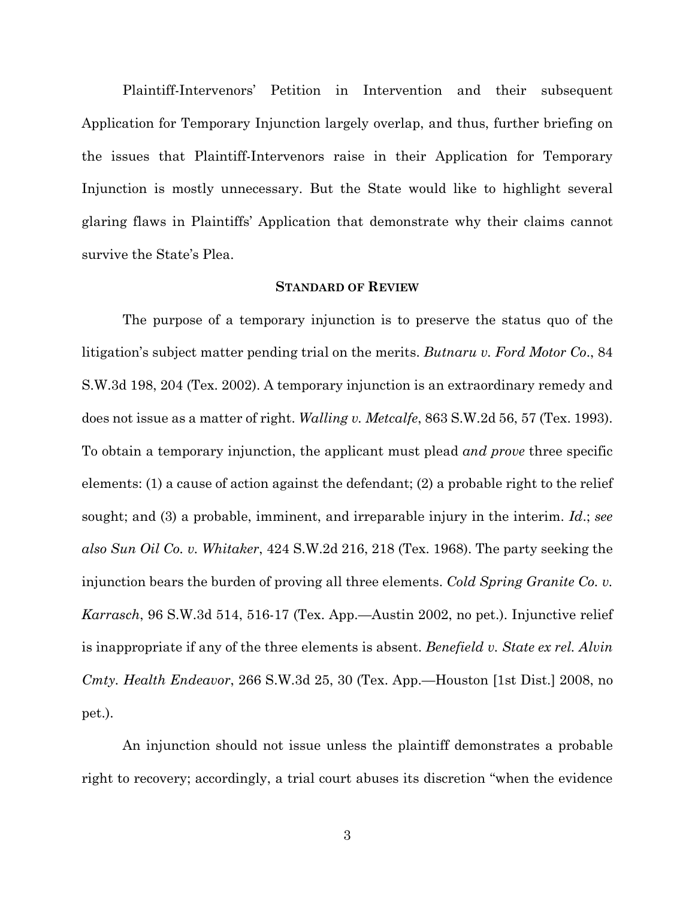Plaintiff-Intervenors' Petition in Intervention and their subsequent Application for Temporary Injunction largely overlap, and thus, further briefing on the issues that Plaintiff-Intervenors raise in their Application for Temporary Injunction is mostly unnecessary. But the State would like to highlight several glaring flaws in Plaintiffs' Application that demonstrate why their claims cannot survive the State's Plea.

## **STANDARD OF REVIEW**

The purpose of a temporary injunction is to preserve the status quo of the litigation's subject matter pending trial on the merits. *Butnaru v. Ford Motor Co.*, 84 S.W.3d 198, 204 (Tex. 2002). A temporary injunction is an extraordinary remedy and does not issue as a matter of right. *Walling v. Metcalfe*, 863 S.W.2d 56, 57 (Tex. 1993). To obtain a temporary injunction, the applicant must plead *and prove* three specific elements: (1) a cause of action against the defendant; (2) a probable right to the relief sought; and (3) a probable, imminent, and irreparable injury in the interim. *Id.*; *see also Sun Oil Co. v. Whitaker*, 424 S.W.2d 216, 218 (Tex. 1968). The party seeking the injunction bears the burden of proving all three elements. *Cold Spring Granite Co. v. Karrasch*, 96 S.W.3d 514, 516-17 (Tex. App.—Austin 2002, no pet.). Injunctive relief is inappropriate if any of the three elements is absent. *Benefield v. State ex rel. Alvin Cmty. Health Endeavor*, 266 S.W.3d 25, 30 (Tex. App.—Houston [1st Dist.] 2008, no pet.).

An injunction should not issue unless the plaintiff demonstrates a probable right to recovery; accordingly, a trial court abuses its discretion "when the evidence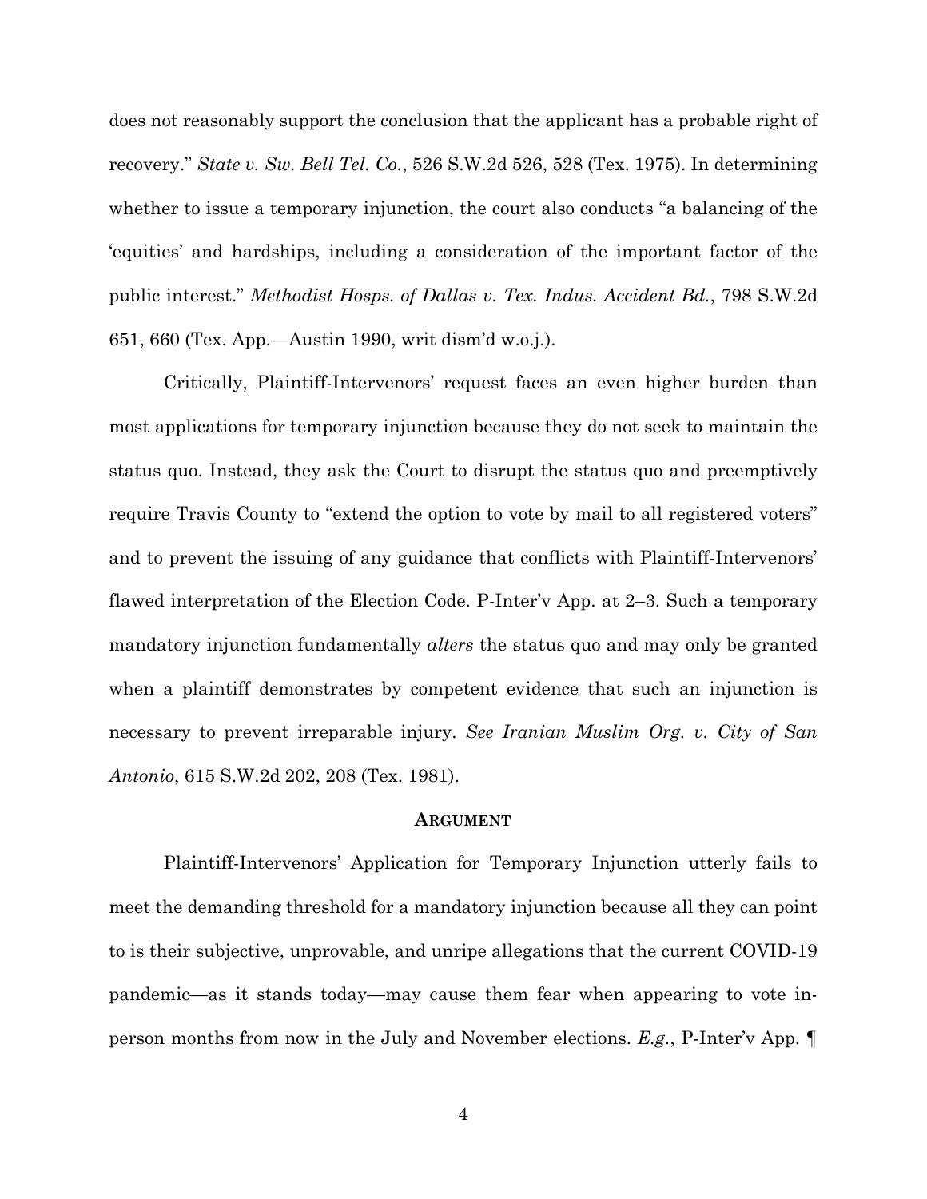does not reasonably support the conclusion that the applicant has a probable right of recovery." *State v. Sw. Bell Tel. Co.*, 526 S.W.2d 526, 528 (Tex. 1975). In determining whether to issue a temporary injunction, the court also conducts "a balancing of the 'equities' and hardships, including a consideration of the important factor of the public interest." *Methodist Hosps. of Dallas v. Tex. Indus. Accident Bd.*, 798 S.W.2d 651, 660 (Tex. App.—Austin 1990, writ dism'd w.o.j.).

Critically, Plaintiff-Intervenors' request faces an even higher burden than most applications for temporary injunction because they do not seek to maintain the status quo. Instead, they ask the Court to disrupt the status quo and preemptively require Travis County to "extend the option to vote by mail to all registered voters" and to prevent the issuing of any guidance that conflicts with Plaintiff-Intervenors' flawed interpretation of the Election Code. P-Inter'v App. at 2–3. Such a temporary mandatory injunction fundamentally *alters* the status quo and may only be granted when a plaintiff demonstrates by competent evidence that such an injunction is necessary to prevent irreparable injury. *See Iranian Muslim Org. v. City of San Antonio*, 615 S.W.2d 202, 208 (Tex. 1981).

## **Argument**

Plaintiff-Intervenors' Application for Temporary Injunction utterly fails to meet the demanding threshold for a mandatory injunction because all they can point to is their subjective, unprovable, and unripe allegations that the current COVID-19 pandemic—as it stands today—may cause them fear when appearing to vote in-person months from now in the July and November elections. *E.g.*, P-Inter'v App. ¶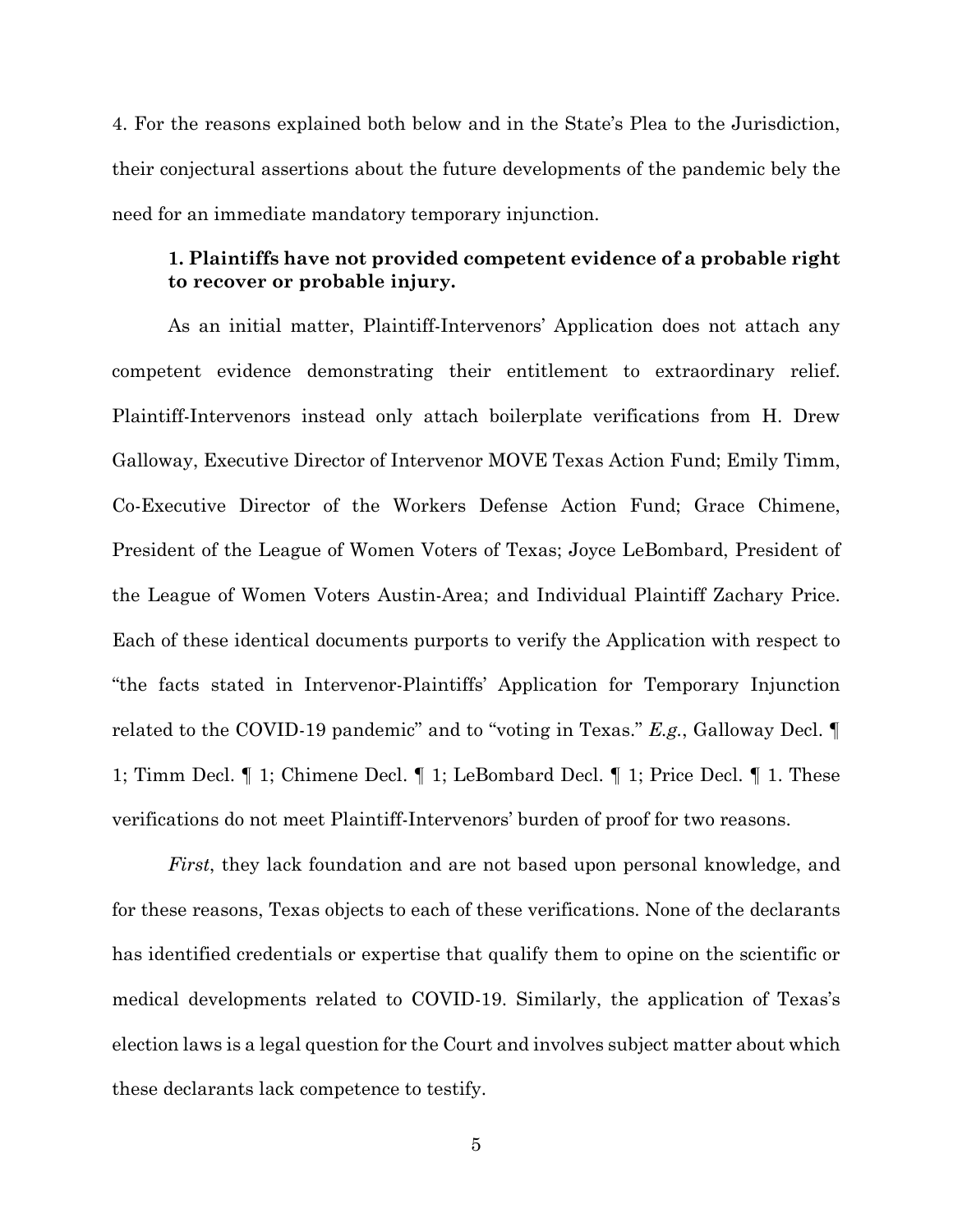4. For the reasons explained both below and in the State's Plea to the Jurisdiction, their conjectural assertions about the future developments of the pandemic bely the need for an immediate mandatory temporary injunction.

### 1. Plaintiffs have not provided competent evidence of a probable right to recover or probable injury.

As an initial matter, Plaintiff-Intervenors' Application does not attach any competent evidence demonstrating their entitlement to extraordinary relief. Plaintiff-Intervenors instead only attach boilerplate verifications from H. Drew Galloway, Executive Director of Intervenor MOVE Texas Action Fund; Emily Timm, Co-Executive Director of the Workers Defense Action Fund; Grace Chimene, President of the League of Women Voters of Texas; Joyce LeBombard, President of the League of Women Voters Austin-Area; and Individual Plaintiff Zachary Price. Each of these identical documents purports to verify the Application with respect to "the facts stated in Intervenor-Plaintiffs' Application for Temporary Injunction related to the COVID-19 pandemic" and to "voting in Texas." *E.g.*, Galloway Decl. ¶ 1; Timm Decl. ¶ 1; Chimene Decl. ¶ 1; LeBombard Decl. ¶ 1; Price Decl. ¶ 1. These verifications do not meet Plaintiff-Intervenors' burden of proof for two reasons.

*First*, they lack foundation and are not based upon personal knowledge, and for these reasons, Texas objects to each of these verifications. None of the declarants has identified credentials or expertise that qualify them to opine on the scientific or medical developments related to COVID-19. Similarly, the application of Texas's election laws is a legal question for the Court and involves subject matter about which these declarants lack competence to testify.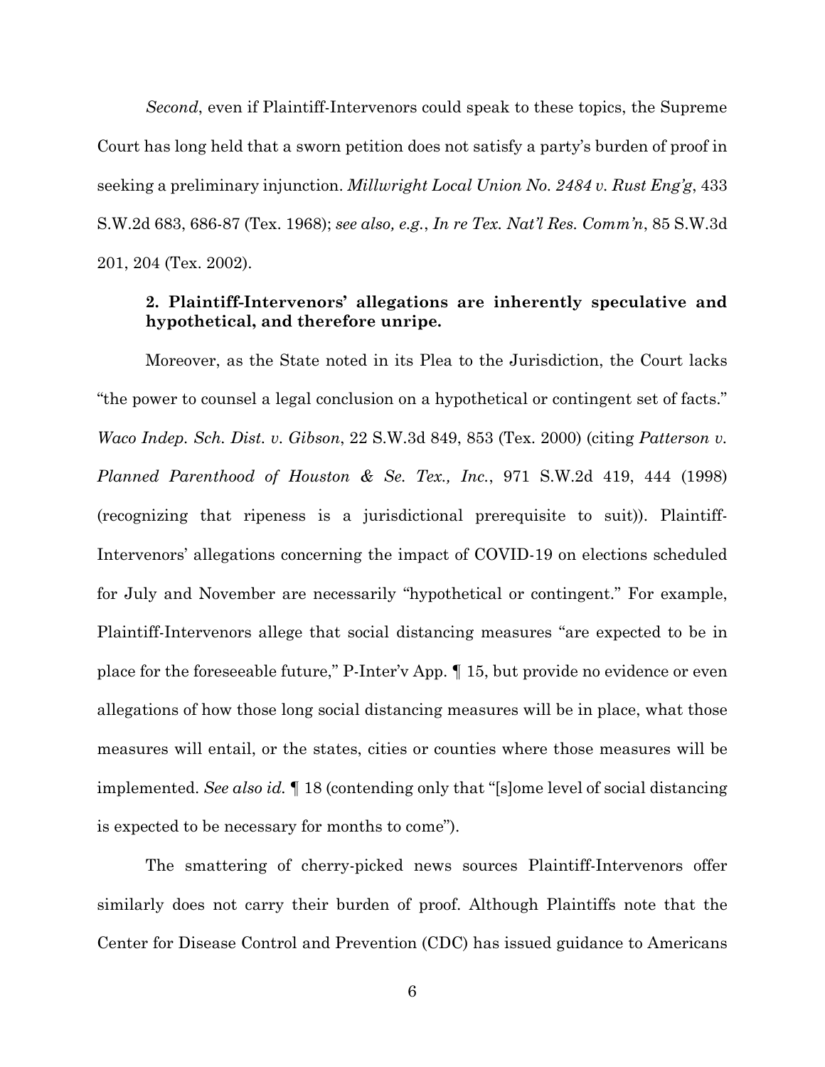*Second*, even if Plaintiff-Intervenors could speak to these topics, the Supreme Court has long held that a sworn petition does not satisfy a party's burden of proof in seeking a preliminary injunction. *Millwright Local Union No. 2484 v. Rust Eng'g*, 433 S.W.2d 683, 686-87 (Tex. 1968); *see also, e.g.*, *In re Tex. Nat'l Res. Comm'n*, 85 S.W.3d 201, 204 (Tex. 2002).

### 2. Plaintiff-Intervenors' allegations are inherently speculative and hypothetical, and therefore unripe.

Moreover, as the State noted in its Plea to the Jurisdiction, the Court lacks "the power to counsel a legal conclusion on a hypothetical or contingent set of facts." *Waco Indep. Sch. Dist. v. Gibson*, 22 S.W.3d 849, 853 (Tex. 2000) (citing *Patterson v. Planned Parenthood of Houston & Se. Tex., Inc.*, 971 S.W.2d 419, 444 (1998) (recognizing that ripeness is a jurisdictional prerequisite to suit)). Plaintiff-Intervenors' allegations concerning the impact of COVID-19 on elections scheduled for July and November are necessarily "hypothetical or contingent." For example, Plaintiff-Intervenors allege that social distancing measures "are expected to be in place for the foreseeable future," P-Inter'v App. ¶ 15, but provide no evidence or even allegations of how those long social distancing measures will be in place, what those measures will entail, or the states, cities or counties where those measures will be implemented. *See also id.* ¶ 18 (contending only that "[s]ome level of social distancing is expected to be necessary for months to come").

The smattering of cherry-picked news sources Plaintiff-Intervenors offer similarly does not carry their burden of proof. Although Plaintiffs note that the Center for Disease Control and Prevention (CDC) has issued guidance to Americans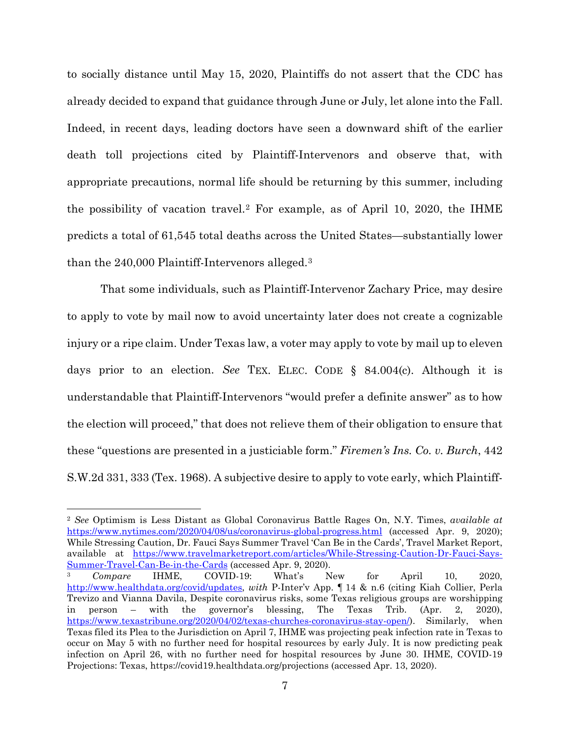to socially distance until May 15, 2020, Plaintiffs do not assert that the CDC has already decided to expand that guidance through June or July, let alone into the Fall. Indeed, in recent days, leading doctors have seen a downward shift of the earlier death toll projections cited by Plaintiff-Intervenors and observe that, with appropriate precautions, normal life should be returning by this summer, including the possibility of vacation travel.[2] For example, as of April 10, 2020, the IHME predicts a total of 61,545 total deaths across the United States—substantially lower than the 240,000 Plaintiff-Intervenors alleged.[3]

That some individuals, such as Plaintiff-Intervenor Zachary Price, may desire to apply to vote by mail now to avoid uncertainty later does not create a cognizable injury or a ripe claim. Under Texas law, a voter may apply to vote by mail up to eleven days prior to an election. *See* TEX. ELEC. CODE § 84.004(c). Although it is understandable that Plaintiff-Intervenors "would prefer a definite answer" as to how the election will proceed," that does not relieve them of their obligation to ensure that these "questions are presented in a justiciable form." *Firemen's Ins. Co. v. Burch*, 442 S.W.2d 331, 333 (Tex. 1968). A subjective desire to apply to vote early, which Plaintiff-

---

[2] *See* Optimism is Less Distant as Global Coronavirus Battle Rages On, N.Y. Times, *available at* https://www.nytimes.com/2020/04/08/us/coronavirus-global-progress.html (accessed Apr. 9, 2020); While Stressing Caution, Dr. Fauci Says Summer Travel 'Can Be in the Cards', Travel Market Report, available at https://www.travelmarketreport.com/articles/While-Stressing-Caution-Dr-Fauci-Says-Summer-Travel-Can-Be-in-the-Cards (accessed Apr. 9, 2020).

[3] *Compare* IHME, COVID-19: What's New for April 10, 2020, http://www.healthdata.org/covid/updates, *with* P-Inter'v App. ¶ 14 & n.6 (citing Kiah Collier, Perla Trevizo and Vianna Davila, Despite coronavirus risks, some Texas religious groups are worshipping in person – with the governor's blessing, The Texas Trib. (Apr. 2, 2020), https://www.texastribune.org/2020/04/02/texas-churches-coronavirus-stay-open/). Similarly, when Texas filed its Plea to the Jurisdiction on April 7, IHME was projecting peak infection rate in Texas to occur on May 5 with no further need for hospital resources by early July. It is now predicting peak infection on April 26, with no further need for hospital resources by June 30. IHME, COVID-19 Projections: Texas, https://covid19.healthdata.org/projections (accessed Apr. 13, 2020).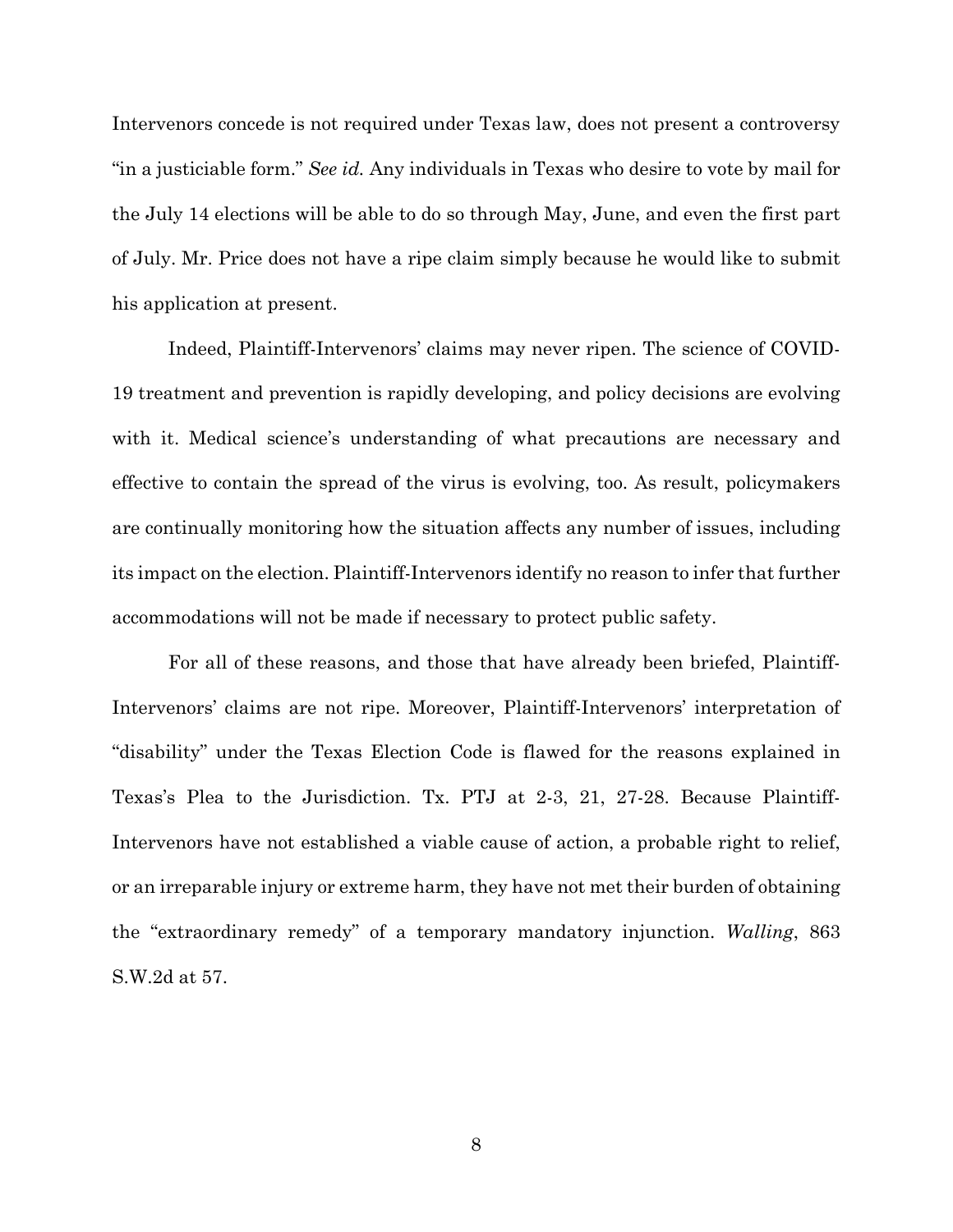Intervenors concede is not required under Texas law, does not present a controversy "in a justiciable form." *See id.* Any individuals in Texas who desire to vote by mail for the July 14 elections will be able to do so through May, June, and even the first part of July. Mr. Price does not have a ripe claim simply because he would like to submit his application at present.

Indeed, Plaintiff-Intervenors' claims may never ripen. The science of COVID-19 treatment and prevention is rapidly developing, and policy decisions are evolving with it. Medical science's understanding of what precautions are necessary and effective to contain the spread of the virus is evolving, too. As result, policymakers are continually monitoring how the situation affects any number of issues, including its impact on the election. Plaintiff-Intervenors identify no reason to infer that further accommodations will not be made if necessary to protect public safety.

For all of these reasons, and those that have already been briefed, Plaintiff-Intervenors' claims are not ripe. Moreover, Plaintiff-Intervenors' interpretation of "disability" under the Texas Election Code is flawed for the reasons explained in Texas's Plea to the Jurisdiction. Tx. PTJ at 2-3, 21, 27-28. Because Plaintiff-Intervenors have not established a viable cause of action, a probable right to relief, or an irreparable injury or extreme harm, they have not met their burden of obtaining the "extraordinary remedy" of a temporary mandatory injunction. *Walling*, 863 S.W.2d at 57.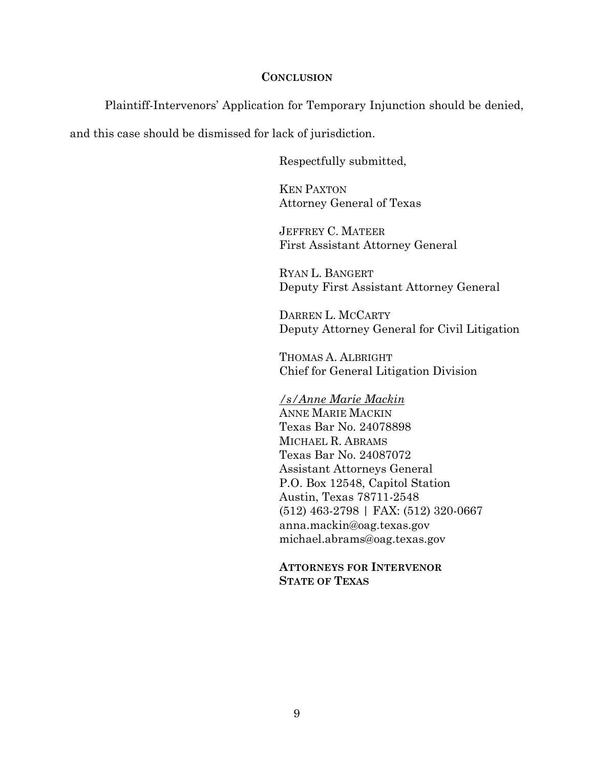## CONCLUSION

Plaintiff-Intervenors' Application for Temporary Injunction should be denied, and this case should be dismissed for lack of jurisdiction.

Respectfully submitted,

KEN PAXTON
Attorney General of Texas

JEFFREY C. MATEER
First Assistant Attorney General

RYAN L. BANGERT
Deputy First Assistant Attorney General

DARREN L. MCCARTY
Deputy Attorney General for Civil Litigation

THOMAS A. ALBRIGHT
Chief for General Litigation Division

*/s/Anne Marie Mackin*
ANNE MARIE MACKIN
Texas Bar No. 24078898
MICHAEL R. ABRAMS
Texas Bar No. 24087072
Assistant Attorneys General
P.O. Box 12548, Capitol Station
Austin, Texas 78711-2548
(512) 463-2798 | FAX: (512) 320-0667
anna.mackin@oag.texas.gov
michael.abrams@oag.texas.gov

**ATTORNEYS FOR INTERVENOR STATE OF TEXAS**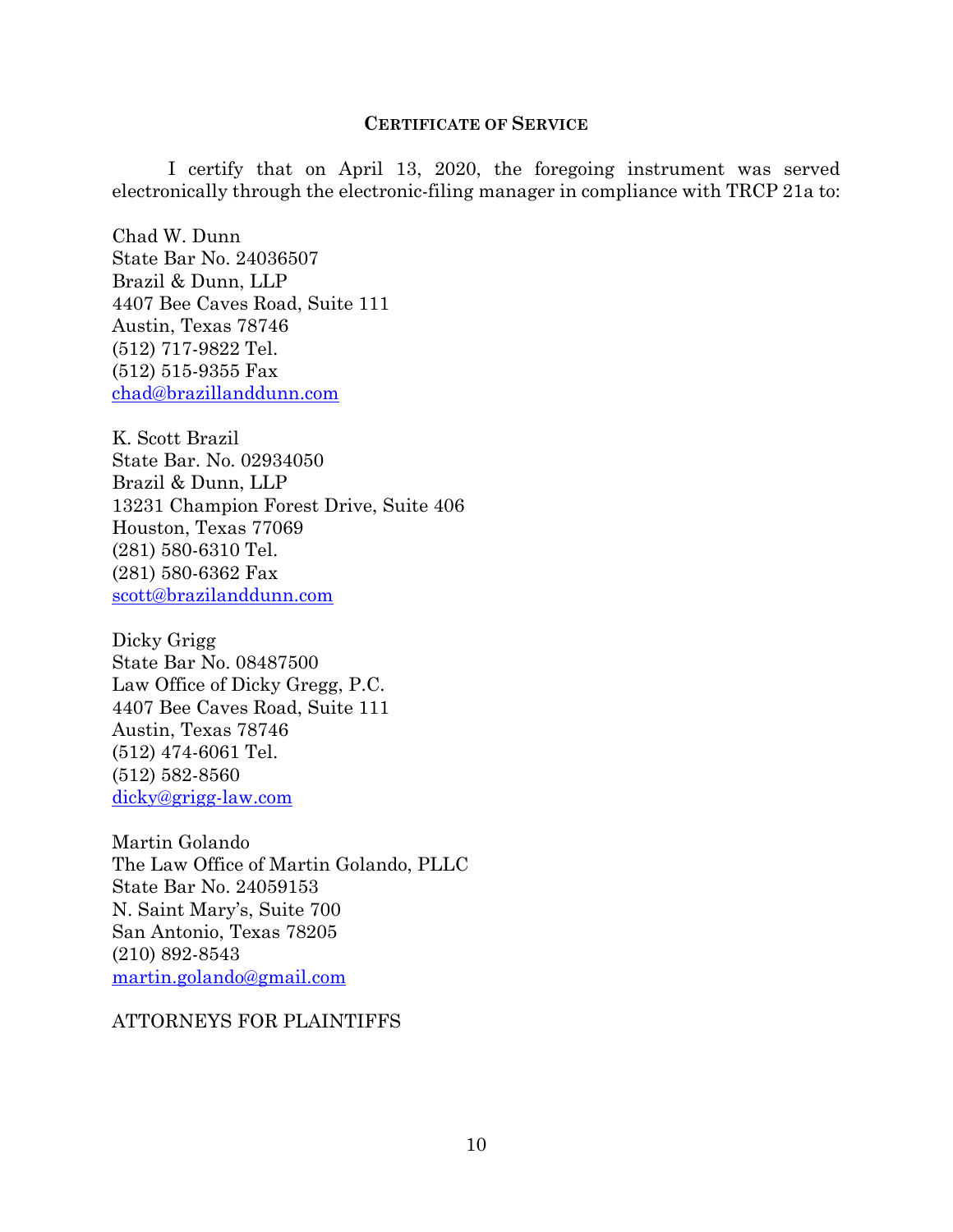## CERTIFICATE OF SERVICE

I certify that on April 13, 2020, the foregoing instrument was served electronically through the electronic-filing manager in compliance with TRCP 21a to:

Chad W. Dunn
State Bar No. 24036507
Brazil & Dunn, LLP
4407 Bee Caves Road, Suite 111
Austin, Texas 78746
(512) 717-9822 Tel.
(512) 515-9355 Fax
chad@brazillanddunn.com

K. Scott Brazil
State Bar. No. 02934050
Brazil & Dunn, LLP
13231 Champion Forest Drive, Suite 406
Houston, Texas 77069
(281) 580-6310 Tel.
(281) 580-6362 Fax
scott@brazilanddunn.com

Dicky Grigg
State Bar No. 08487500
Law Office of Dicky Gregg, P.C.
4407 Bee Caves Road, Suite 111
Austin, Texas 78746
(512) 474-6061 Tel.
(512) 582-8560
dicky@grigg-law.com

Martin Golando
The Law Office of Martin Golando, PLLC
State Bar No. 24059153
N. Saint Mary's, Suite 700
San Antonio, Texas 78205
(210) 892-8543
martin.golando@gmail.com

ATTORNEYS FOR PLAINTIFFS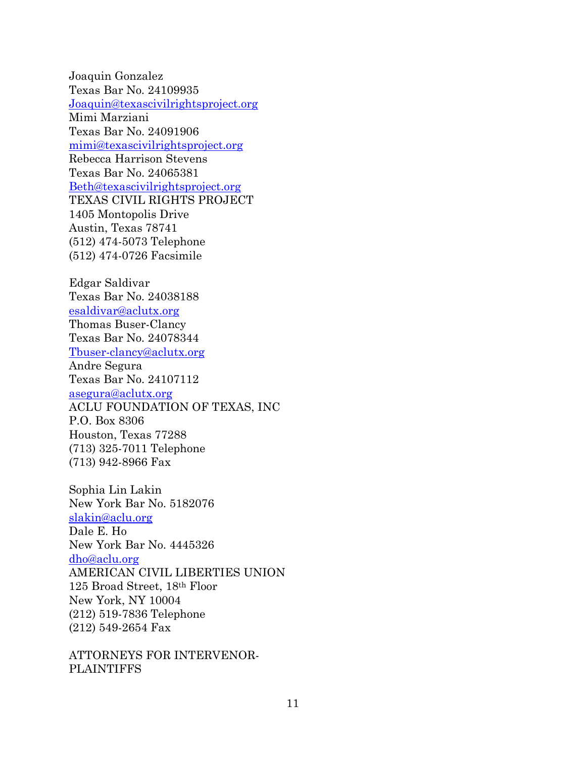Joaquin Gonzalez
Texas Bar No. 24109935
Joaquin@texascivilrightsproject.org
Mimi Marziani
Texas Bar No. 24091906
mimi@texascivilrightsproject.org
Rebecca Harrison Stevens
Texas Bar No. 24065381
Beth@texascivilrightsproject.org
TEXAS CIVIL RIGHTS PROJECT
1405 Montopolis Drive
Austin, Texas 78741
(512) 474-5073 Telephone
(512) 474-0726 Facsimile

Edgar Saldivar
Texas Bar No. 24038188
esaldivar@aclutx.org
Thomas Buser-Clancy
Texas Bar No. 24078344
Tbuser-clancy@aclutx.org
Andre Segura
Texas Bar No. 24107112
asegura@aclutx.org
ACLU FOUNDATION OF TEXAS, INC
P.O. Box 8306
Houston, Texas 77288
(713) 325-7011 Telephone
(713) 942-8966 Fax

Sophia Lin Lakin
New York Bar No. 5182076
slakin@aclu.org
Dale E. Ho
New York Bar No. 4445326
dho@aclu.org
AMERICAN CIVIL LIBERTIES UNION
125 Broad Street, 18th Floor
New York, NY 10004
(212) 519-7836 Telephone
(212) 549-2654 Fax

ATTORNEYS FOR INTERVENOR-PLAINTIFFS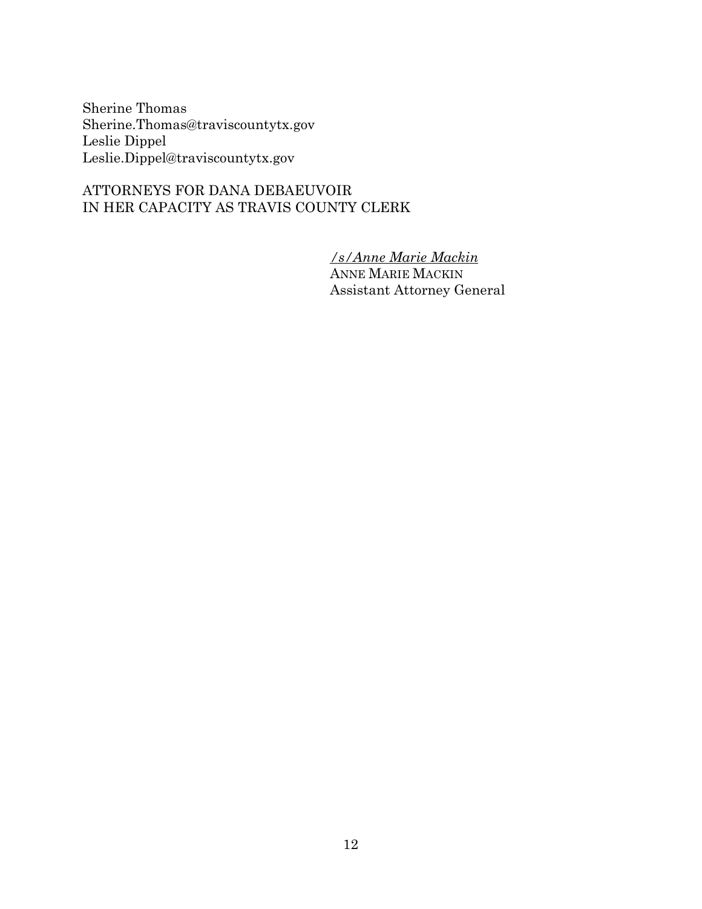Sherine Thomas
Sherine.Thomas@traviscountytx.gov
Leslie Dippel
Leslie.Dippel@traviscountytx.gov

ATTORNEYS FOR DANA DEBAEUVOIR
IN HER CAPACITY AS TRAVIS COUNTY CLERK

*/s/Anne Marie Mackin*
ANNE MARIE MACKIN
Assistant Attorney General